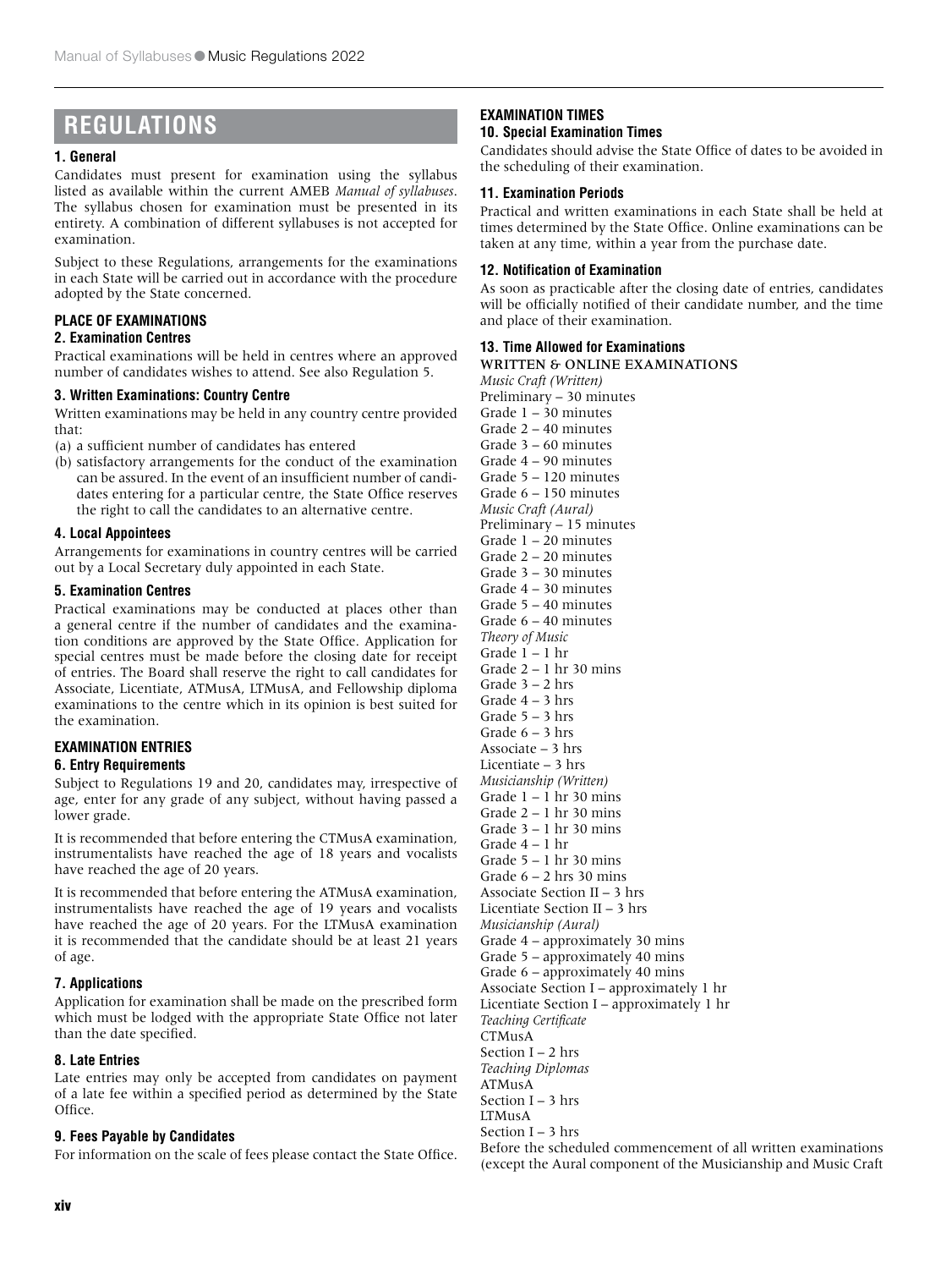# REGULATIONS

### 1. General

Candidates must present for examination using the syllabus listed as available within the current AMEB *Manual of syllabuses*. The syllabus chosen for examination must be presented in its entirety. A combination of different syllabuses is not accepted for examination.

Subject to these Regulations, arrangements for the examinations in each State will be carried out in accordance with the procedure adopted by the State concerned.

## PLACE OF EXAMINATIONS

### 2. Examination Centres

Practical examinations will be held in centres where an approved number of candidates wishes to attend. See also Regulation 5.

### 3. Written Examinations: Country Centre

Written examinations may be held in any country centre provided that:

(a) a sufficient number of candidates has entered
(b) satisfactory arrangements for the conduct of the examination can be assured. In the event of an insufficient number of candidates entering for a particular centre, the State Office reserves the right to call the candidates to an alternative centre.

### 4. Local Appointees

Arrangements for examinations in country centres will be carried out by a Local Secretary duly appointed in each State.

### 5. Examination Centres

Practical examinations may be conducted at places other than a general centre if the number of candidates and the examination conditions are approved by the State Office. Application for special centres must be made before the closing date for receipt of entries. The Board shall reserve the right to call candidates for Associate, Licentiate, ATMusA, LTMusA, and Fellowship diploma examinations to the centre which in its opinion is best suited for the examination.

## EXAMINATION ENTRIES

### 6. Entry Requirements

Subject to Regulations 19 and 20, candidates may, irrespective of age, enter for any grade of any subject, without having passed a lower grade.

It is recommended that before entering the CTMusA examination, instrumentalists have reached the age of 18 years and vocalists have reached the age of 20 years.

It is recommended that before entering the ATMusA examination, instrumentalists have reached the age of 19 years and vocalists have reached the age of 20 years. For the LTMusA examination it is recommended that the candidate should be at least 21 years of age.

### 7. Applications

Application for examination shall be made on the prescribed form which must be lodged with the appropriate State Office not later than the date specified.

### 8. Late Entries

Late entries may only be accepted from candidates on payment of a late fee within a specified period as determined by the State Office.

### 9. Fees Payable by Candidates

For information on the scale of fees please contact the State Office.

## EXAMINATION TIMES

### 10. Special Examination Times

Candidates should advise the State Office of dates to be avoided in the scheduling of their examination.

### 11. Examination Periods

Practical and written examinations in each State shall be held at times determined by the State Office. Online examinations can be taken at any time, within a year from the purchase date.

### 12. Notification of Examination

As soon as practicable after the closing date of entries, candidates will be officially notified of their candidate number, and the time and place of their examination.

### 13. Time Allowed for Examinations

WRITTEN & ONLINE EXAMINATIONS

*Music Craft (Written)*
Preliminary – 30 minutes
Grade 1 – 30 minutes
Grade 2 – 40 minutes
Grade 3 – 60 minutes
Grade 4 – 90 minutes
Grade 5 – 120 minutes
Grade 6 – 150 minutes

*Music Craft (Aural)*
Preliminary – 15 minutes
Grade 1 – 20 minutes
Grade 2 – 20 minutes
Grade 3 – 30 minutes
Grade 4 – 30 minutes
Grade 5 – 40 minutes
Grade 6 – 40 minutes

*Theory of Music*
Grade 1 – 1 hr
Grade 2 – 1 hr 30 mins
Grade 3 – 2 hrs
Grade 4 – 3 hrs
Grade 5 – 3 hrs
Grade 6 – 3 hrs
Associate – 3 hrs
Licentiate – 3 hrs

*Musicianship (Written)*
Grade 1 – 1 hr 30 mins
Grade 2 – 1 hr 30 mins
Grade 3 – 1 hr 30 mins
Grade 4 – 1 hr
Grade 5 – 1 hr 30 mins
Grade 6 – 2 hrs 30 mins
Associate Section II – 3 hrs
Licentiate Section II – 3 hrs

*Musicianship (Aural)*
Grade 4 – approximately 30 mins
Grade 5 – approximately 40 mins
Grade 6 – approximately 40 mins
Associate Section I – approximately 1 hr
Licentiate Section I – approximately 1 hr

*Teaching Certificate*
CTMusA
Section I – 2 hrs

*Teaching Diplomas*
ATMusA
Section I – 3 hrs
LTMusA
Section I – 3 hrs

Before the scheduled commencement of all written examinations (except the Aural component of the Musicianship and Music Craft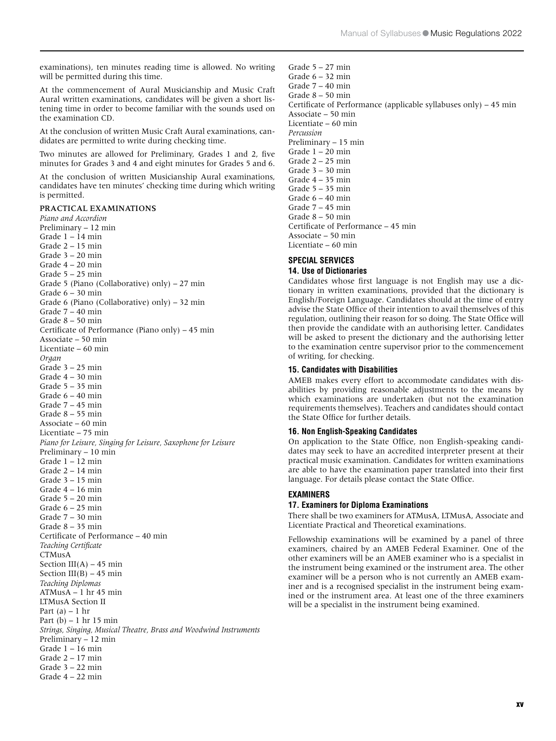examinations), ten minutes reading time is allowed. No writing will be permitted during this time.

At the commencement of Aural Musicianship and Music Craft Aural written examinations, candidates will be given a short listening time in order to become familiar with the sounds used on the examination CD.

At the conclusion of written Music Craft Aural examinations, candidates are permitted to write during checking time.

Two minutes are allowed for Preliminary, Grades 1 and 2, five minutes for Grades 3 and 4 and eight minutes for Grades 5 and 6.

At the conclusion of written Musicianship Aural examinations, candidates have ten minutes' checking time during which writing is permitted.

### PRACTICAL EXAMINATIONS

*Piano and Accordion*
Preliminary – 12 min
Grade 1 – 14 min
Grade 2 – 15 min
Grade 3 – 20 min
Grade 4 – 20 min
Grade 5 – 25 min
Grade 5 (Piano (Collaborative) only) – 27 min
Grade 6 – 30 min
Grade 6 (Piano (Collaborative) only) – 32 min
Grade 7 – 40 min
Grade 8 – 50 min
Certificate of Performance (Piano only) – 45 min
Associate – 50 min
Licentiate – 60 min

*Organ*
Grade 3 – 25 min
Grade 4 – 30 min
Grade 5 – 35 min
Grade 6 – 40 min
Grade 7 – 45 min
Grade 8 – 55 min
Associate – 60 min
Licentiate – 75 min

*Piano for Leisure, Singing for Leisure, Saxophone for Leisure*
Preliminary – 10 min
Grade 1 – 12 min
Grade 2 – 14 min
Grade 3 – 15 min
Grade 4 – 16 min
Grade 5 – 20 min
Grade 6 – 25 min
Grade 7 – 30 min
Grade 8 – 35 min
Certificate of Performance – 40 min

*Teaching Certificate*
CTMusA
Section III(A) – 45 min
Section III(B) – 45 min

*Teaching Diplomas*
ATMusA – 1 hr 45 min
LTMusA Section II
Part (a) – 1 hr
Part (b) – 1 hr 15 min

*Strings, Singing, Musical Theatre, Brass and Woodwind Instruments*
Preliminary – 12 min
Grade 1 – 16 min
Grade 2 – 17 min
Grade 3 – 22 min
Grade 4 – 22 min
Grade 5 – 27 min
Grade 6 – 32 min
Grade 7 – 40 min
Grade 8 – 50 min
Certificate of Performance (applicable syllabuses only) – 45 min
Associate – 50 min
Licentiate – 60 min

*Percussion*
Preliminary – 15 min
Grade 1 – 20 min
Grade 2 – 25 min
Grade 3 – 30 min
Grade 4 – 35 min
Grade 5 – 35 min
Grade 6 – 40 min
Grade 7 – 45 min
Grade 8 – 50 min
Certificate of Performance – 45 min
Associate – 50 min
Licentiate – 60 min

## SPECIAL SERVICES

### 14. Use of Dictionaries

Candidates whose first language is not English may use a dictionary in written examinations, provided that the dictionary is English/Foreign Language. Candidates should at the time of entry advise the State Office of their intention to avail themselves of this regulation, outlining their reason for so doing. The State Office will then provide the candidate with an authorising letter. Candidates will be asked to present the dictionary and the authorising letter to the examination centre supervisor prior to the commencement of writing, for checking.

### 15. Candidates with Disabilities

AMEB makes every effort to accommodate candidates with disabilities by providing reasonable adjustments to the means by which examinations are undertaken (but not the examination requirements themselves). Teachers and candidates should contact the State Office for further details.

### 16. Non English-Speaking Candidates

On application to the State Office, non English-speaking candidates may seek to have an accredited interpreter present at their practical music examination. Candidates for written examinations are able to have the examination paper translated into their first language. For details please contact the State Office.

## EXAMINERS

### 17. Examiners for Diploma Examinations

There shall be two examiners for ATMusA, LTMusA, Associate and Licentiate Practical and Theoretical examinations.

Fellowship examinations will be examined by a panel of three examiners, chaired by an AMEB Federal Examiner. One of the other examiners will be an AMEB examiner who is a specialist in the instrument being examined or the instrument area. The other examiner will be a person who is not currently an AMEB examiner and is a recognised specialist in the instrument being examined or the instrument area. At least one of the three examiners will be a specialist in the instrument being examined.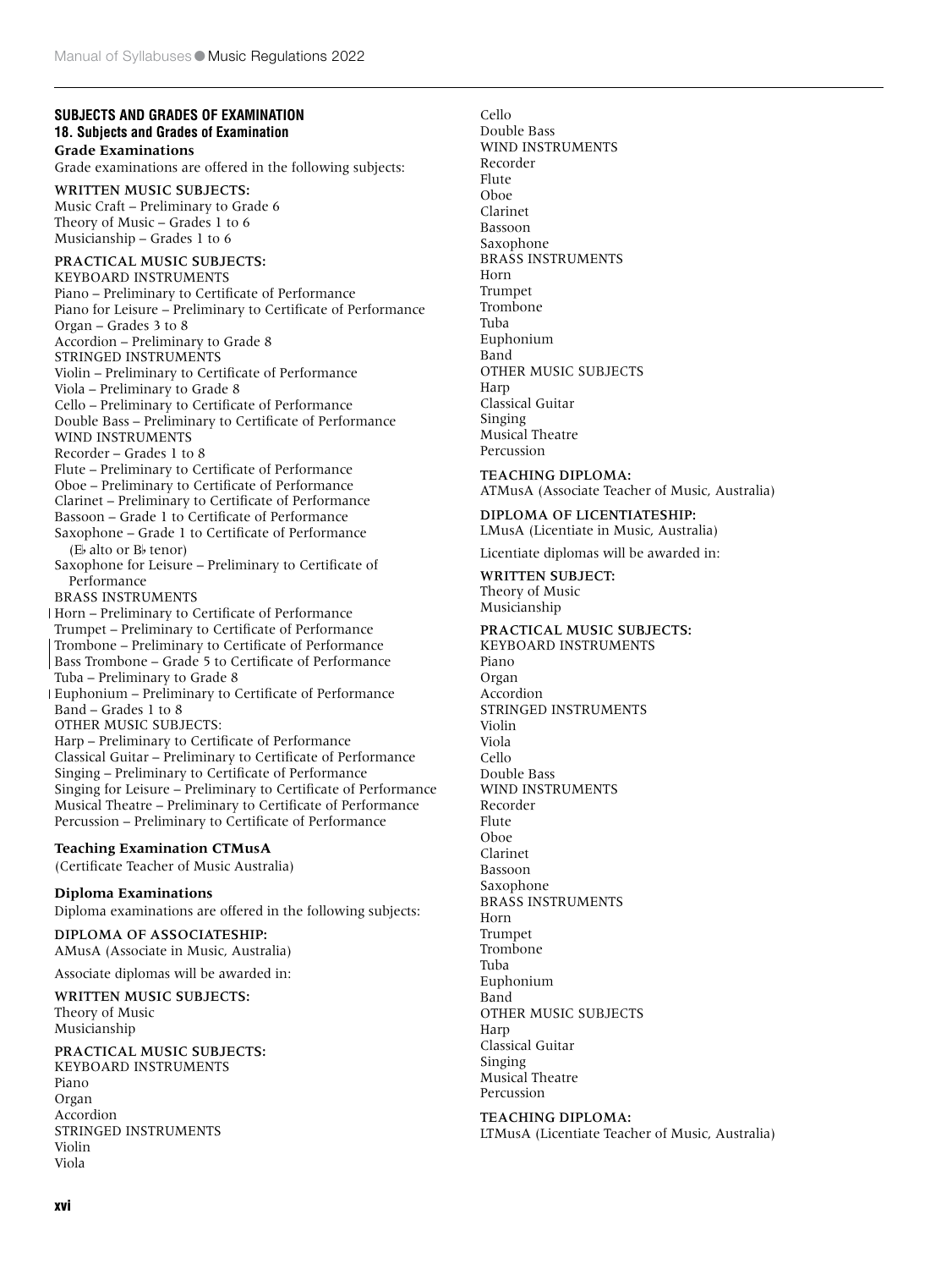## SUBJECTS AND GRADES OF EXAMINATION

### 18. Subjects and Grades of Examination

**Grade Examinations**

Grade examinations are offered in the following subjects:

WRITTEN MUSIC SUBJECTS:

Music Craft – Preliminary to Grade 6
Theory of Music – Grades 1 to 6
Musicianship – Grades 1 to 6

PRACTICAL MUSIC SUBJECTS:

KEYBOARD INSTRUMENTS
Piano – Preliminary to Certificate of Performance
Piano for Leisure – Preliminary to Certificate of Performance
Organ – Grades 3 to 8
Accordion – Preliminary to Grade 8

STRINGED INSTRUMENTS
Violin – Preliminary to Certificate of Performance
Viola – Preliminary to Grade 8
Cello – Preliminary to Certificate of Performance
Double Bass – Preliminary to Certificate of Performance

WIND INSTRUMENTS
Recorder – Grades 1 to 8
Flute – Preliminary to Certificate of Performance
Oboe – Preliminary to Certificate of Performance
Clarinet – Preliminary to Certificate of Performance
Bassoon – Grade 1 to Certificate of Performance
Saxophone – Grade 1 to Certificate of Performance (E♭ alto or B♭ tenor)
Saxophone for Leisure – Preliminary to Certificate of Performance

BRASS INSTRUMENTS
Horn – Preliminary to Certificate of Performance
Trumpet – Preliminary to Certificate of Performance
Trombone – Preliminary to Certificate of Performance
Bass Trombone – Grade 5 to Certificate of Performance
Tuba – Preliminary to Grade 8
Euphonium – Preliminary to Certificate of Performance
Band – Grades 1 to 8

OTHER MUSIC SUBJECTS:
Harp – Preliminary to Certificate of Performance
Classical Guitar – Preliminary to Certificate of Performance
Singing – Preliminary to Certificate of Performance
Singing for Leisure – Preliminary to Certificate of Performance
Musical Theatre – Preliminary to Certificate of Performance
Percussion – Preliminary to Certificate of Performance

**Teaching Examination CTMusA**

(Certificate Teacher of Music Australia)

**Diploma Examinations**

Diploma examinations are offered in the following subjects:

DIPLOMA OF ASSOCIATESHIP:

AMusA (Associate in Music, Australia)

Associate diplomas will be awarded in:

WRITTEN MUSIC SUBJECTS:

Theory of Music
Musicianship

PRACTICAL MUSIC SUBJECTS:

KEYBOARD INSTRUMENTS
Piano
Organ
Accordion

STRINGED INSTRUMENTS
Violin
Viola
Cello
Double Bass

WIND INSTRUMENTS
Recorder
Flute
Oboe
Clarinet
Bassoon
Saxophone

BRASS INSTRUMENTS
Horn
Trumpet
Trombone
Tuba
Euphonium
Band

OTHER MUSIC SUBJECTS
Harp
Classical Guitar
Singing
Musical Theatre
Percussion

TEACHING DIPLOMA:

ATMusA (Associate Teacher of Music, Australia)

DIPLOMA OF LICENTIATESHIP:

LMusA (Licentiate in Music, Australia)

Licentiate diplomas will be awarded in:

WRITTEN SUBJECT:

Theory of Music
Musicianship

PRACTICAL MUSIC SUBJECTS:

KEYBOARD INSTRUMENTS
Piano
Organ
Accordion

STRINGED INSTRUMENTS
Violin
Viola
Cello
Double Bass

WIND INSTRUMENTS
Recorder
Flute
Oboe
Clarinet
Bassoon
Saxophone

BRASS INSTRUMENTS
Horn
Trumpet
Trombone
Tuba
Euphonium
Band

OTHER MUSIC SUBJECTS
Harp
Classical Guitar
Singing
Musical Theatre
Percussion

TEACHING DIPLOMA:

LTMusA (Licentiate Teacher of Music, Australia)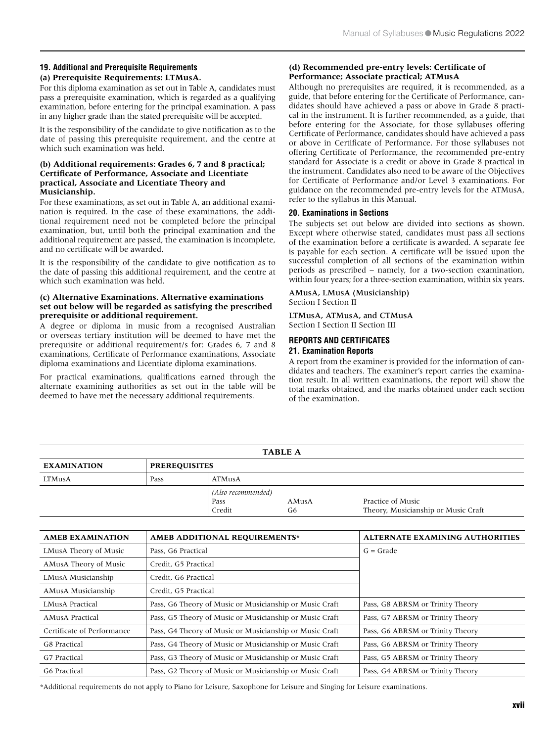### 19. Additional and Prerequisite Requirements

**(a) Prerequisite Requirements: LTMusA.**

For this diploma examination as set out in Table A, candidates must pass a prerequisite examination, which is regarded as a qualifying examination, before entering for the principal examination. A pass in any higher grade than the stated prerequisite will be accepted.

It is the responsibility of the candidate to give notification as to the date of passing this prerequisite requirement, and the centre at which such examination was held.

**(b) Additional requirements: Grades 6, 7 and 8 practical; Certificate of Performance, Associate and Licentiate practical, Associate and Licentiate Theory and Musicianship.**

For these examinations, as set out in Table A, an additional examination is required. In the case of these examinations, the additional requirement need not be completed before the principal examination, but, until both the principal examination and the additional requirement are passed, the examination is incomplete, and no certificate will be awarded.

It is the responsibility of the candidate to give notification as to the date of passing this additional requirement, and the centre at which such examination was held.

**(c) Alternative Examinations. Alternative examinations set out below will be regarded as satisfying the prescribed prerequisite or additional requirement.**

A degree or diploma in music from a recognised Australian or overseas tertiary institution will be deemed to have met the prerequisite or additional requirement/s for: Grades 6, 7 and 8 examinations, Certificate of Performance examinations, Associate diploma examinations and Licentiate diploma examinations.

For practical examinations, qualifications earned through the alternate examining authorities as set out in the table will be deemed to have met the necessary additional requirements.

**(d) Recommended pre-entry levels: Certificate of Performance; Associate practical; ATMusA**

Although no prerequisites are required, it is recommended, as a guide, that before entering for the Certificate of Performance, candidates should have achieved a pass or above in Grade 8 practical in the instrument. It is further recommended, as a guide, that before entering for the Associate, for those syllabuses offering Certificate of Performance, candidates should have achieved a pass or above in Certificate of Performance. For those syllabuses not offering Certificate of Performance, the recommended pre-entry standard for Associate is a credit or above in Grade 8 practical in the instrument. Candidates also need to be aware of the Objectives for Certificate of Performance and/or Level 3 examinations. For guidance on the recommended pre-entry levels for the ATMusA, refer to the syllabus in this Manual.

### 20. Examinations in Sections

The subjects set out below are divided into sections as shown. Except where otherwise stated, candidates must pass all sections of the examination before a certificate is awarded. A separate fee is payable for each section. A certificate will be issued upon the successful completion of all sections of the examination within periods as prescribed – namely, for a two-section examination, within four years; for a three-section examination, within six years.

**AMusA, LMusA (Musicianship)**
Section I Section II

**LTMusA, ATMusA, and CTMusA**
Section I Section II Section III

## REPORTS AND CERTIFICATES

### 21. Examination Reports

A report from the examiner is provided for the information of candidates and teachers. The examiner's report carries the examination result. In all written examinations, the report will show the total marks obtained, and the marks obtained under each section of the examination.

**TABLE A**

| EXAMINATION | PREREQUISITES | | | |
|---|---|---|---|---|
| LTMusA | Pass | ATMusA | | |
| | | *(Also recommended)* | | |
| | | Pass | AMusA | Practice of Music |
| | | Credit | G6 | Theory, Musicianship or Music Craft |

| AMEB EXAMINATION | AMEB ADDITIONAL REQUIREMENTS* | ALTERNATE EXAMINING AUTHORITIES |
|---|---|---|
| LMusA Theory of Music | Pass, G6 Practical | G = Grade |
| AMusA Theory of Music | Credit, G5 Practical | |
| LMusA Musicianship | Credit, G6 Practical | |
| AMusA Musicianship | Credit, G5 Practical | |
| LMusA Practical | Pass, G6 Theory of Music or Musicianship or Music Craft | Pass, G8 ABRSM or Trinity Theory |
| AMusA Practical | Pass, G5 Theory of Music or Musicianship or Music Craft | Pass, G7 ABRSM or Trinity Theory |
| Certificate of Performance | Pass, G4 Theory of Music or Musicianship or Music Craft | Pass, G6 ABRSM or Trinity Theory |
| G8 Practical | Pass, G4 Theory of Music or Musicianship or Music Craft | Pass, G6 ABRSM or Trinity Theory |
| G7 Practical | Pass, G3 Theory of Music or Musicianship or Music Craft | Pass, G5 ABRSM or Trinity Theory |
| G6 Practical | Pass, G2 Theory of Music or Musicianship or Music Craft | Pass, G4 ABRSM or Trinity Theory |

*Additional requirements do not apply to Piano for Leisure, Saxophone for Leisure and Singing for Leisure examinations.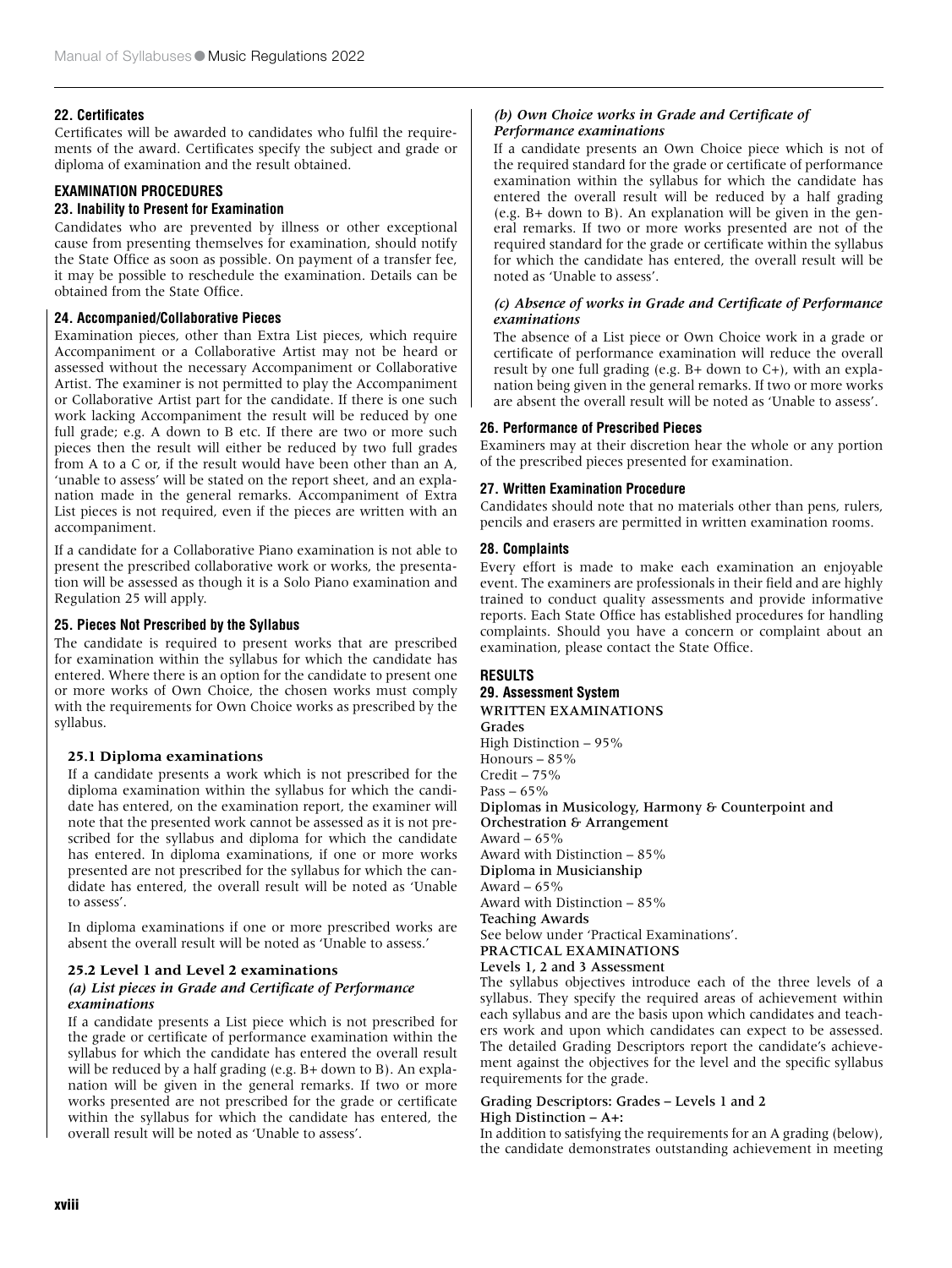### 22. Certificates

Certificates will be awarded to candidates who fulfil the requirements of the award. Certificates specify the subject and grade or diploma of examination and the result obtained.

## EXAMINATION PROCEDURES

### 23. Inability to Present for Examination

Candidates who are prevented by illness or other exceptional cause from presenting themselves for examination, should notify the State Office as soon as possible. On payment of a transfer fee, it may be possible to reschedule the examination. Details can be obtained from the State Office.

### 24. Accompanied/Collaborative Pieces

Examination pieces, other than Extra List pieces, which require Accompaniment or a Collaborative Artist may not be heard or assessed without the necessary Accompaniment or Collaborative Artist. The examiner is not permitted to play the Accompaniment or Collaborative Artist part for the candidate. If there is one such work lacking Accompaniment the result will be reduced by one full grade; e.g. A down to B etc. If there are two or more such pieces then the result will either be reduced by two full grades from A to a C or, if the result would have been other than an A, 'unable to assess' will be stated on the report sheet, and an explanation made in the general remarks. Accompaniment of Extra List pieces is not required, even if the pieces are written with an accompaniment.

If a candidate for a Collaborative Piano examination is not able to present the prescribed collaborative work or works, the presentation will be assessed as though it is a Solo Piano examination and Regulation 25 will apply.

### 25. Pieces Not Prescribed by the Syllabus

The candidate is required to present works that are prescribed for examination within the syllabus for which the candidate has entered. Where there is an option for the candidate to present one or more works of Own Choice, the chosen works must comply with the requirements for Own Choice works as prescribed by the syllabus.

#### 25.1 Diploma examinations

If a candidate presents a work which is not prescribed for the diploma examination within the syllabus for which the candidate has entered, on the examination report, the examiner will note that the presented work cannot be assessed as it is not prescribed for the syllabus and diploma for which the candidate has entered. In diploma examinations, if one or more works presented are not prescribed for the syllabus for which the candidate has entered, the overall result will be noted as 'Unable to assess'.

In diploma examinations if one or more prescribed works are absent the overall result will be noted as 'Unable to assess.'

#### 25.2 Level 1 and Level 2 examinations

***(a) List pieces in Grade and Certificate of Performance examinations***

If a candidate presents a List piece which is not prescribed for the grade or certificate of performance examination within the syllabus for which the candidate has entered the overall result will be reduced by a half grading (e.g. B+ down to B). An explanation will be given in the general remarks. If two or more works presented are not prescribed for the grade or certificate within the syllabus for which the candidate has entered, the overall result will be noted as 'Unable to assess'.

***(b) Own Choice works in Grade and Certificate of Performance examinations***

If a candidate presents an Own Choice piece which is not of the required standard for the grade or certificate of performance examination within the syllabus for which the candidate has entered the overall result will be reduced by a half grading (e.g. B+ down to B). An explanation will be given in the general remarks. If two or more works presented are not of the required standard for the grade or certificate within the syllabus for which the candidate has entered, the overall result will be noted as 'Unable to assess'.

***(c) Absence of works in Grade and Certificate of Performance examinations***

The absence of a List piece or Own Choice work in a grade or certificate of performance examination will reduce the overall result by one full grading (e.g. B+ down to C+), with an explanation being given in the general remarks. If two or more works are absent the overall result will be noted as 'Unable to assess'.

### 26. Performance of Prescribed Pieces

Examiners may at their discretion hear the whole or any portion of the prescribed pieces presented for examination.

### 27. Written Examination Procedure

Candidates should note that no materials other than pens, rulers, pencils and erasers are permitted in written examination rooms.

### 28. Complaints

Every effort is made to make each examination an enjoyable event. The examiners are professionals in their field and are highly trained to conduct quality assessments and provide informative reports. Each State Office has established procedures for handling complaints. Should you have a concern or complaint about an examination, please contact the State Office.

## RESULTS

### 29. Assessment System

**WRITTEN EXAMINATIONS**

**Grades**

High Distinction – 95%
Honours – 85%
Credit – 75%
Pass – 65%

**Diplomas in Musicology, Harmony & Counterpoint and Orchestration & Arrangement**

Award – 65%
Award with Distinction – 85%

**Diploma in Musicianship**

Award – 65%
Award with Distinction – 85%

**Teaching Awards**

See below under 'Practical Examinations'.

**PRACTICAL EXAMINATIONS**

**Levels 1, 2 and 3 Assessment**

The syllabus objectives introduce each of the three levels of a syllabus. They specify the required areas of achievement within each syllabus and are the basis upon which candidates and teachers work and upon which candidates can expect to be assessed. The detailed Grading Descriptors report the candidate's achievement against the objectives for the level and the specific syllabus requirements for the grade.

**Grading Descriptors: Grades – Levels 1 and 2**

**High Distinction – A+:**

In addition to satisfying the requirements for an A grading (below), the candidate demonstrates outstanding achievement in meeting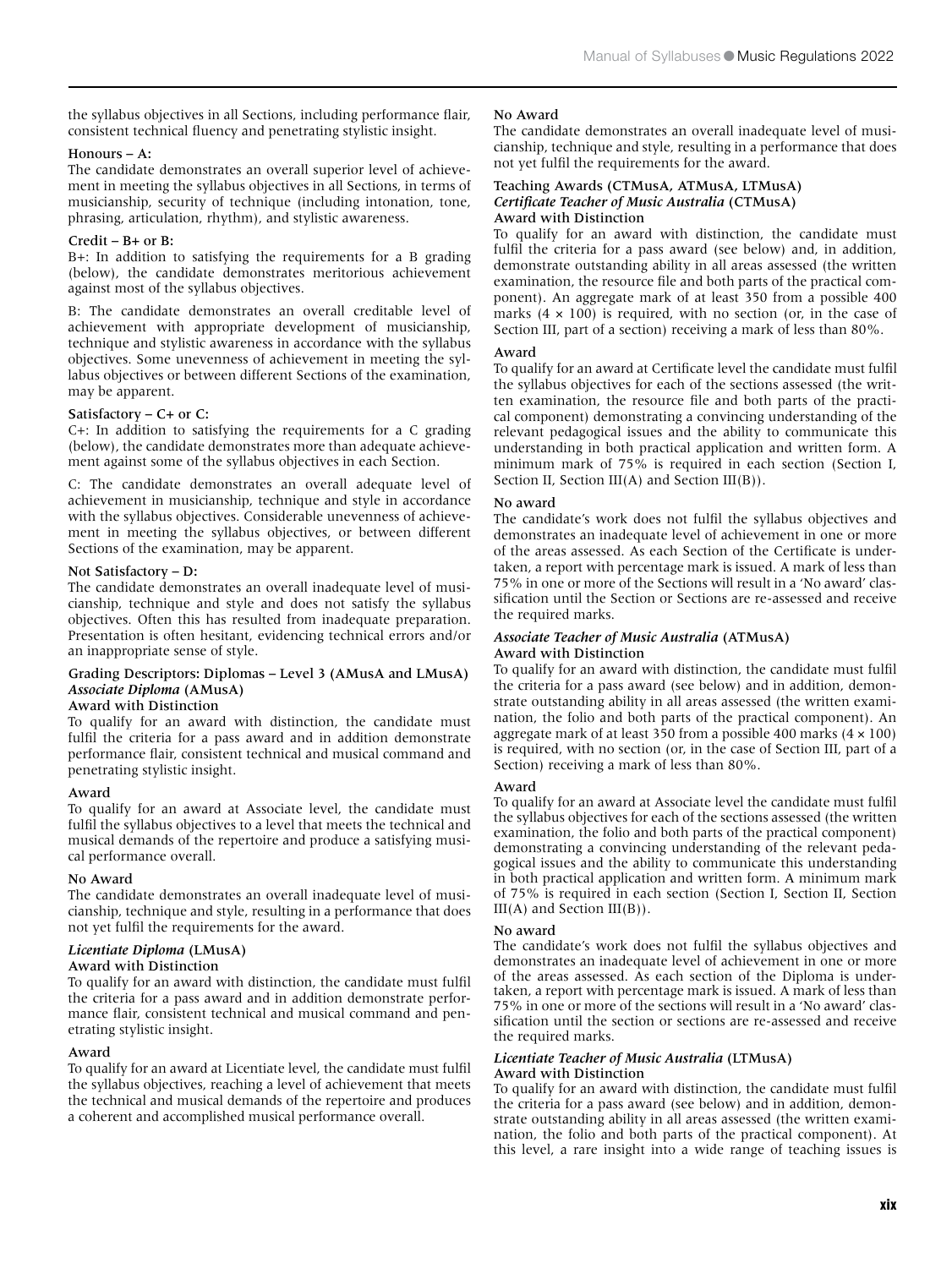the syllabus objectives in all Sections, including performance flair, consistent technical fluency and penetrating stylistic insight.

**Honours – A:**
The candidate demonstrates an overall superior level of achievement in meeting the syllabus objectives in all Sections, in terms of musicianship, security of technique (including intonation, tone, phrasing, articulation, rhythm), and stylistic awareness.

**Credit – B+ or B:**
B+: In addition to satisfying the requirements for a B grading (below), the candidate demonstrates meritorious achievement against most of the syllabus objectives.

B: The candidate demonstrates an overall creditable level of achievement with appropriate development of musicianship, technique and stylistic awareness in accordance with the syllabus objectives. Some unevenness of achievement in meeting the syllabus objectives or between different Sections of the examination, may be apparent.

**Satisfactory – C+ or C:**
C+: In addition to satisfying the requirements for a C grading (below), the candidate demonstrates more than adequate achievement against some of the syllabus objectives in each Section.

C: The candidate demonstrates an overall adequate level of achievement in musicianship, technique and style in accordance with the syllabus objectives. Considerable unevenness of achievement in meeting the syllabus objectives, or between different Sections of the examination, may be apparent.

**Not Satisfactory – D:**
The candidate demonstrates an overall inadequate level of musicianship, technique and style and does not satisfy the syllabus objectives. Often this has resulted from inadequate preparation. Presentation is often hesitant, evidencing technical errors and/or an inappropriate sense of style.

**Grading Descriptors: Diplomas – Level 3 (AMusA and LMusA)**
***Associate Diploma* (AMusA)**
**Award with Distinction**
To qualify for an award with distinction, the candidate must fulfil the criteria for a pass award and in addition demonstrate performance flair, consistent technical and musical command and penetrating stylistic insight.

**Award**
To qualify for an award at Associate level, the candidate must fulfil the syllabus objectives to a level that meets the technical and musical demands of the repertoire and produce a satisfying musical performance overall.

**No Award**
The candidate demonstrates an overall inadequate level of musicianship, technique and style, resulting in a performance that does not yet fulfil the requirements for the award.

***Licentiate Diploma* (LMusA)**
**Award with Distinction**
To qualify for an award with distinction, the candidate must fulfil the criteria for a pass award and in addition demonstrate performance flair, consistent technical and musical command and penetrating stylistic insight.

**Award**
To qualify for an award at Licentiate level, the candidate must fulfil the syllabus objectives, reaching a level of achievement that meets the technical and musical demands of the repertoire and produces a coherent and accomplished musical performance overall.

**No Award**
The candidate demonstrates an overall inadequate level of musicianship, technique and style, resulting in a performance that does not yet fulfil the requirements for the award.

**Teaching Awards (CTMusA, ATMusA, LTMusA)**
***Certificate Teacher of Music Australia* (CTMusA)**
**Award with Distinction**
To qualify for an award with distinction, the candidate must fulfil the criteria for a pass award (see below) and, in addition, demonstrate outstanding ability in all areas assessed (the written examination, the resource file and both parts of the practical component). An aggregate mark of at least 350 from a possible 400 marks (4 × 100) is required, with no section (or, in the case of Section III, part of a section) receiving a mark of less than 80%.

**Award**
To qualify for an award at Certificate level the candidate must fulfil the syllabus objectives for each of the sections assessed (the written examination, the resource file and both parts of the practical component) demonstrating a convincing understanding of the relevant pedagogical issues and the ability to communicate this understanding in both practical application and written form. A minimum mark of 75% is required in each section (Section I, Section II, Section III(A) and Section III(B)).

**No award**
The candidate's work does not fulfil the syllabus objectives and demonstrates an inadequate level of achievement in one or more of the areas assessed. As each Section of the Certificate is undertaken, a report with percentage mark is issued. A mark of less than 75% in one or more of the Sections will result in a 'No award' classification until the Section or Sections are re-assessed and receive the required marks.

***Associate Teacher of Music Australia* (ATMusA)**
**Award with Distinction**
To qualify for an award with distinction, the candidate must fulfil the criteria for a pass award (see below) and in addition, demonstrate outstanding ability in all areas assessed (the written examination, the folio and both parts of the practical component). An aggregate mark of at least 350 from a possible 400 marks (4 × 100) is required, with no section (or, in the case of Section III, part of a Section) receiving a mark of less than 80%.

**Award**
To qualify for an award at Associate level the candidate must fulfil the syllabus objectives for each of the sections assessed (the written examination, the folio and both parts of the practical component) demonstrating a convincing understanding of the relevant pedagogical issues and the ability to communicate this understanding in both practical application and written form. A minimum mark of 75% is required in each section (Section I, Section II, Section III(A) and Section III(B)).

**No award**
The candidate's work does not fulfil the syllabus objectives and demonstrates an inadequate level of achievement in one or more of the areas assessed. As each section of the Diploma is undertaken, a report with percentage mark is issued. A mark of less than 75% in one or more of the sections will result in a 'No award' classification until the section or sections are re-assessed and receive the required marks.

***Licentiate Teacher of Music Australia* (LTMusA)**
**Award with Distinction**
To qualify for an award with distinction, the candidate must fulfil the criteria for a pass award (see below) and in addition, demonstrate outstanding ability in all areas assessed (the written examination, the folio and both parts of the practical component). At this level, a rare insight into a wide range of teaching issues is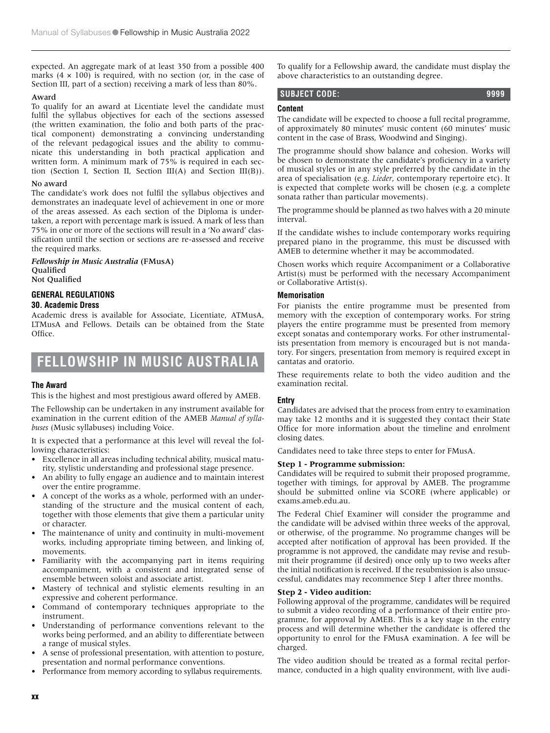expected. An aggregate mark of at least 350 from a possible 400 marks (4 × 100) is required, with no section (or, in the case of Section III, part of a section) receiving a mark of less than 80%.

**Award**

To qualify for an award at Licentiate level the candidate must fulfil the syllabus objectives for each of the sections assessed (the written examination, the folio and both parts of the practical component) demonstrating a convincing understanding of the relevant pedagogical issues and the ability to communicate this understanding in both practical application and written form. A minimum mark of 75% is required in each section (Section I, Section II, Section III(A) and Section III(B)).

**No award**

The candidate's work does not fulfil the syllabus objectives and demonstrates an inadequate level of achievement in one or more of the areas assessed. As each section of the Diploma is undertaken, a report with percentage mark is issued. A mark of less than 75% in one or more of the sections will result in a 'No award' classification until the section or sections are re-assessed and receive the required marks.

***Fellowship in Music Australia* (FMusA)**
**Qualified**
**Not Qualified**

### GENERAL REGULATIONS

#### 30. Academic Dress

Academic dress is available for Associate, Licentiate, ATMusA, LTMusA and Fellows. Details can be obtained from the State Office.

## FELLOWSHIP IN MUSIC AUSTRALIA

### The Award

This is the highest and most prestigious award offered by AMEB.

The Fellowship can be undertaken in any instrument available for examination in the current edition of the AMEB *Manual of syllabuses* (Music syllabuses) including Voice.

It is expected that a performance at this level will reveal the following characteristics:

- Excellence in all areas including technical ability, musical maturity, stylistic understanding and professional stage presence.
- An ability to fully engage an audience and to maintain interest over the entire programme.
- A concept of the works as a whole, performed with an understanding of the structure and the musical content of each, together with those elements that give them a particular unity or character.
- The maintenance of unity and continuity in multi-movement works, including appropriate timing between, and linking of, movements.
- Familiarity with the accompanying part in items requiring accompaniment, with a consistent and integrated sense of ensemble between soloist and associate artist.
- Mastery of technical and stylistic elements resulting in an expressive and coherent performance.
- Command of contemporary techniques appropriate to the instrument.
- Understanding of performance conventions relevant to the works being performed, and an ability to differentiate between a range of musical styles.
- A sense of professional presentation, with attention to posture, presentation and normal performance conventions.
- Performance from memory according to syllabus requirements.

To qualify for a Fellowship award, the candidate must display the above characteristics to an outstanding degree.

### SUBJECT CODE: 9999

#### Content

The candidate will be expected to choose a full recital programme, of approximately 80 minutes' music content (60 minutes' music content in the case of Brass, Woodwind and Singing).

The programme should show balance and cohesion. Works will be chosen to demonstrate the candidate's proficiency in a variety of musical styles or in any style preferred by the candidate in the area of specialisation (e.g. *Lieder*, contemporary repertoire etc). It is expected that complete works will be chosen (e.g. a complete sonata rather than particular movements).

The programme should be planned as two halves with a 20 minute interval.

If the candidate wishes to include contemporary works requiring prepared piano in the programme, this must be discussed with AMEB to determine whether it may be accommodated.

Chosen works which require Accompaniment or a Collaborative Artist(s) must be performed with the necessary Accompaniment or Collaborative Artist(s).

#### Memorisation

For pianists the entire programme must be presented from memory with the exception of contemporary works. For string players the entire programme must be presented from memory except sonatas and contemporary works. For other instrumentalists presentation from memory is encouraged but is not mandatory. For singers, presentation from memory is required except in cantatas and oratorio.

These requirements relate to both the video audition and the examination recital.

#### Entry

Candidates are advised that the process from entry to examination may take 12 months and it is suggested they contact their State Office for more information about the timeline and enrolment closing dates.

Candidates need to take three steps to enter for FMusA.

**Step 1 - Programme submission:**

Candidates will be required to submit their proposed programme, together with timings, for approval by AMEB. The programme should be submitted online via SCORE (where applicable) or exams.ameb.edu.au.

The Federal Chief Examiner will consider the programme and the candidate will be advised within three weeks of the approval, or otherwise, of the programme. No programme changes will be accepted after notification of approval has been provided. If the programme is not approved, the candidate may revise and resubmit their programme (if desired) once only up to two weeks after the initial notification is received. If the resubmission is also unsuccessful, candidates may recommence Step 1 after three months.

**Step 2 - Video audition:**

Following approval of the programme, candidates will be required to submit a video recording of a performance of their entire programme, for approval by AMEB. This is a key stage in the entry process and will determine whether the candidate is offered the opportunity to enrol for the FMusA examination. A fee will be charged.

The video audition should be treated as a formal recital performance, conducted in a high quality environment, with live audi-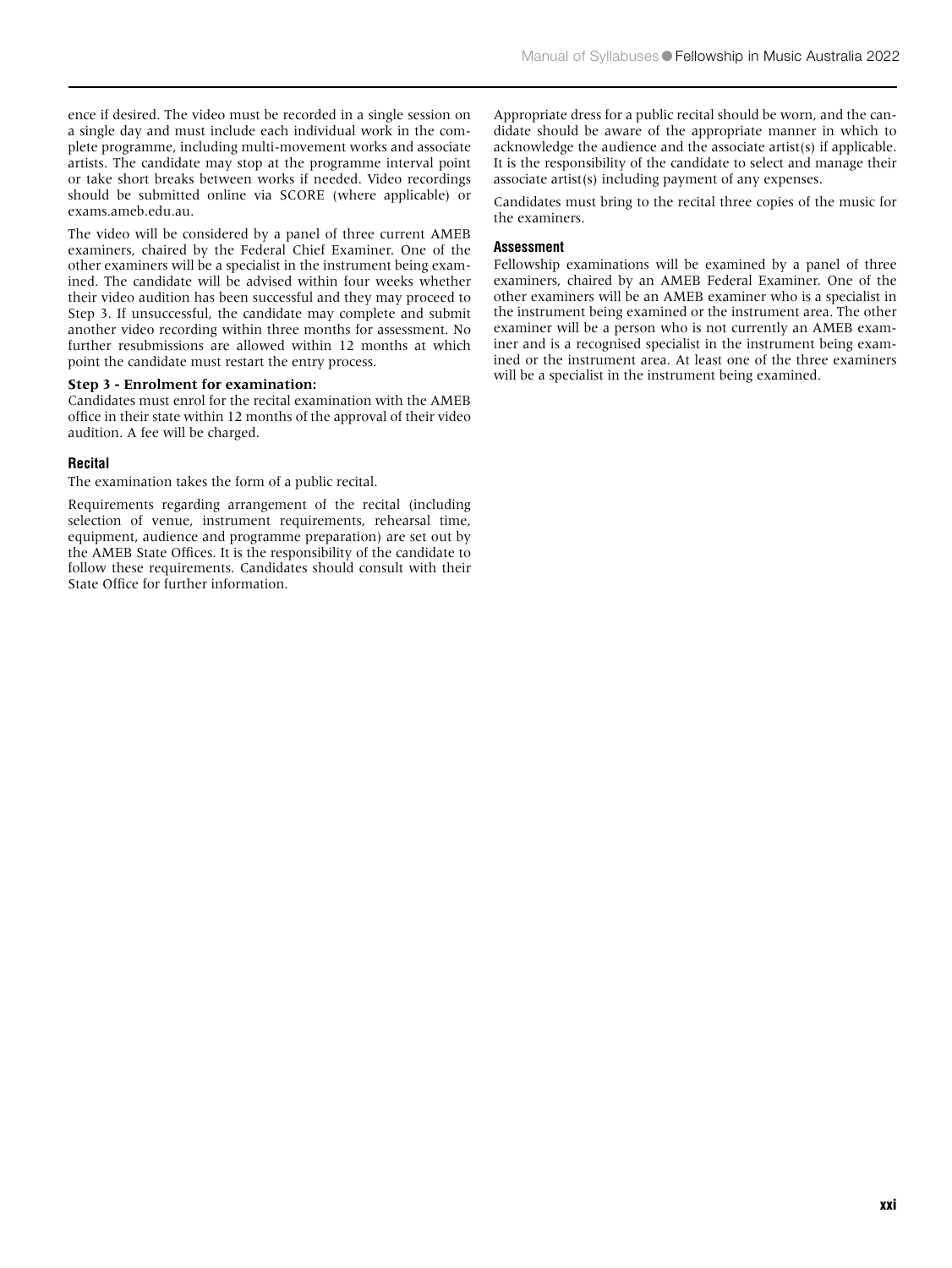ence if desired. The video must be recorded in a single session on a single day and must include each individual work in the complete programme, including multi-movement works and associate artists. The candidate may stop at the programme interval point or take short breaks between works if needed. Video recordings should be submitted online via SCORE (where applicable) or exams.ameb.edu.au.

The video will be considered by a panel of three current AMEB examiners, chaired by the Federal Chief Examiner. One of the other examiners will be a specialist in the instrument being examined. The candidate will be advised within four weeks whether their video audition has been successful and they may proceed to Step 3. If unsuccessful, the candidate may complete and submit another video recording within three months for assessment. No further resubmissions are allowed within 12 months at which point the candidate must restart the entry process.

**Step 3 - Enrolment for examination:**
Candidates must enrol for the recital examination with the AMEB office in their state within 12 months of the approval of their video audition. A fee will be charged.

#### Recital

The examination takes the form of a public recital.

Requirements regarding arrangement of the recital (including selection of venue, instrument requirements, rehearsal time, equipment, audience and programme preparation) are set out by the AMEB State Offices. It is the responsibility of the candidate to follow these requirements. Candidates should consult with their State Office for further information.

Appropriate dress for a public recital should be worn, and the candidate should be aware of the appropriate manner in which to acknowledge the audience and the associate artist(s) if applicable. It is the responsibility of the candidate to select and manage their associate artist(s) including payment of any expenses.

Candidates must bring to the recital three copies of the music for the examiners.

#### Assessment

Fellowship examinations will be examined by a panel of three examiners, chaired by an AMEB Federal Examiner. One of the other examiners will be an AMEB examiner who is a specialist in the instrument being examined or the instrument area. The other examiner will be a person who is not currently an AMEB examiner and is a recognised specialist in the instrument being examined or the instrument area. At least one of the three examiners will be a specialist in the instrument being examined.